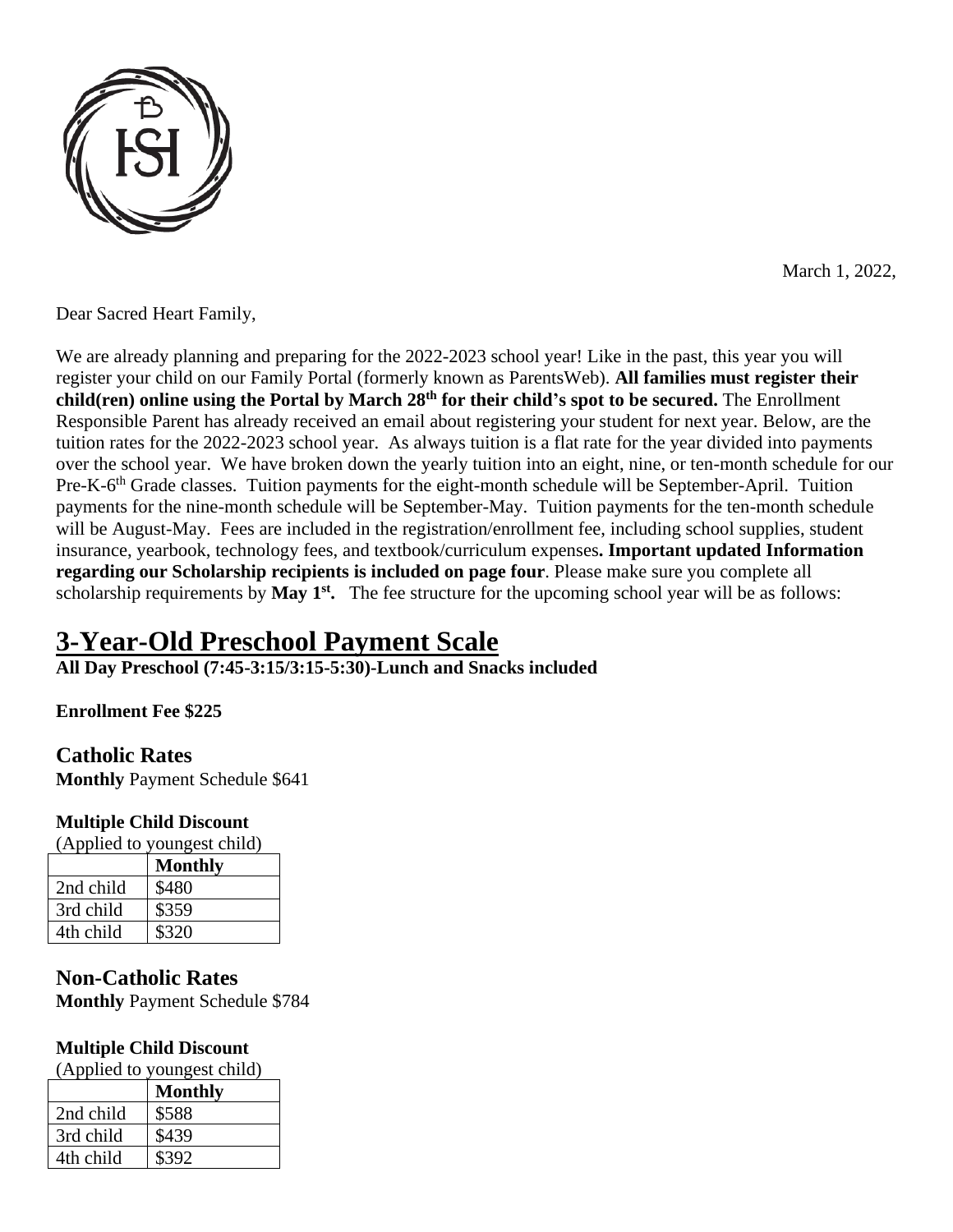March 1, 2022,

Dear Sacred Heart Family,

We are already planning and preparing for the 2022-2023 school year! Like in the past, this year you will register your child on our Family Portal (formerly known as ParentsWeb). **All families must register their child(ren) online using the Portal by March 28th for their child's spot to be secured.** The Enrollment Responsible Parent has already received an email about registering your student for next year. Below, are the tuition rates for the 2022-2023 school year. As always tuition is a flat rate for the year divided into payments over the school year. We have broken down the yearly tuition into an eight, nine, or ten-month schedule for our Pre-K-6th Grade classes. Tuition payments for the eight-month schedule will be September-April. Tuition payments for the nine-month schedule will be September-May. Tuition payments for the ten-month schedule will be August-May. Fees are included in the registration/enrollment fee, including school supplies, student insurance, yearbook, technology fees, and textbook/curriculum expenses**. Important updated Information regarding our Scholarship recipients is included on page four**. Please make sure you complete all scholarship requirements by **May 1st.** The fee structure for the upcoming school year will be as follows:

# 3-Year-Old Preschool Payment Scale

**All Day Preschool (7:45-3:15/3:15-5:30)-Lunch and Snacks included**

**Enrollment Fee $225**

## Catholic Rates

**Monthly** Payment Schedule $641

**Multiple Child Discount**

(Applied to youngest child)

| | **Monthly** |
|---|---|
| 2nd child | $480 |
| 3rd child | $359 |
| 4th child | $320 |

## Non-Catholic Rates

**Monthly** Payment Schedule $784

**Multiple Child Discount**

(Applied to youngest child)

| | **Monthly** |
|---|---|
| 2nd child | $588 |
| 3rd child | $439 |
| 4th child | $392 |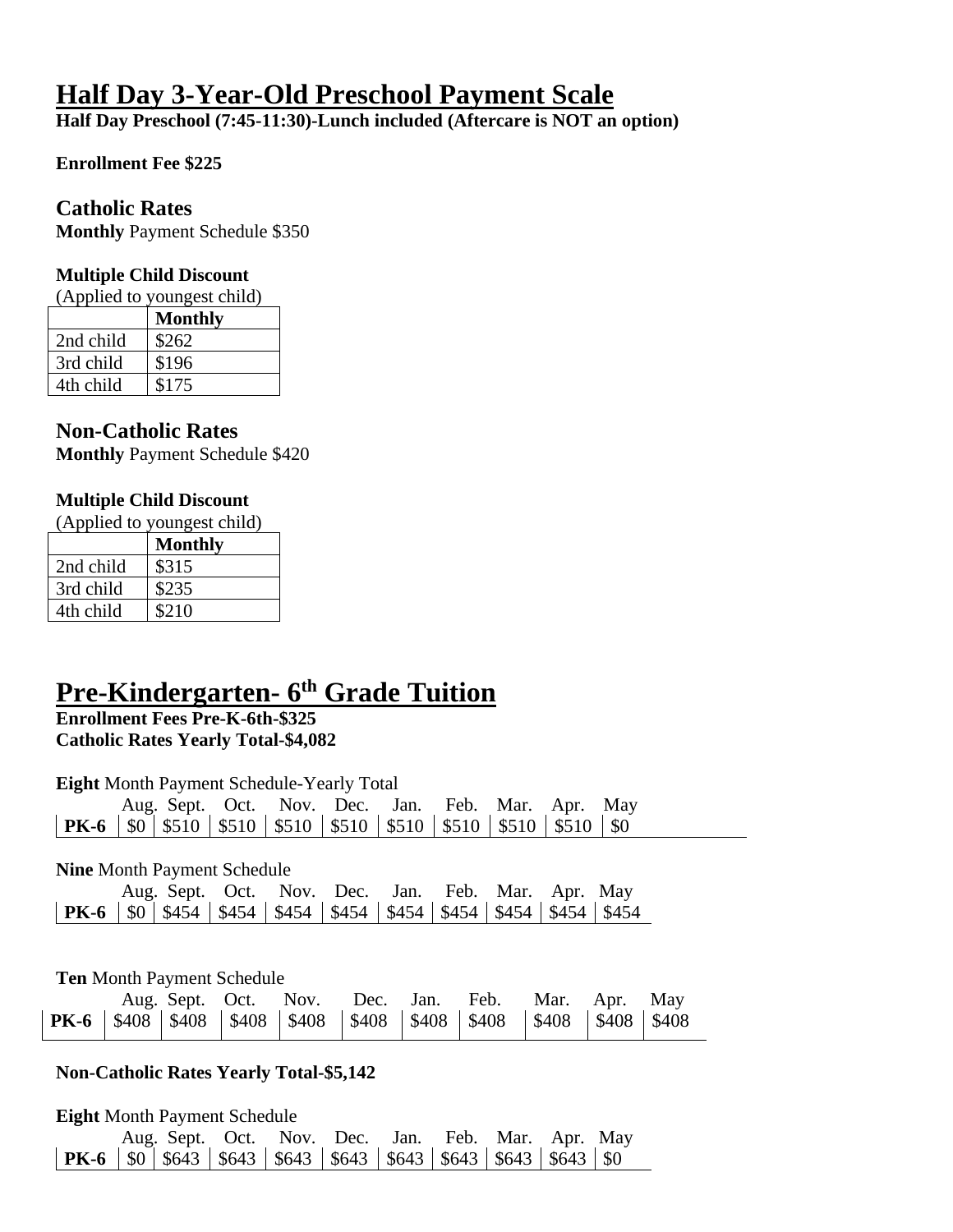# Half Day 3-Year-Old Preschool Payment Scale

**Half Day Preschool (7:45-11:30)-Lunch included (Aftercare is NOT an option)**

**Enrollment Fee $225**

## Catholic Rates

**Monthly** Payment Schedule $350

**Multiple Child Discount**

(Applied to youngest child)

| | Monthly |
|---|---|
| 2nd child | $262 |
| 3rd child | $196 |
| 4th child | $175 |

## Non-Catholic Rates

**Monthly** Payment Schedule $420

**Multiple Child Discount**

(Applied to youngest child)

| | Monthly |
|---|---|
| 2nd child | $315 |
| 3rd child | $235 |
| 4th child | $210 |

# Pre-Kindergarten- 6th Grade Tuition

**Enrollment Fees Pre-K-6th-$325**

**Catholic Rates Yearly Total-$4,082**

**Eight** Month Payment Schedule-Yearly Total

| | Aug. | Sept. | Oct. | Nov. | Dec. | Jan. | Feb. | Mar. | Apr. | May |
|---|---|---|---|---|---|---|---|---|---|---|
| **PK-6** | $0 | $510 | $510 | $510 | $510 | $510 | $510 | $510 | $510 | $0 |

**Nine** Month Payment Schedule

| | Aug. | Sept. | Oct. | Nov. | Dec. | Jan. | Feb. | Mar. | Apr. | May |
|---|---|---|---|---|---|---|---|---|---|---|
| **PK-6** | $0 | $454 | $454 | $454 | $454 | $454 | $454 | $454 | $454 | $454 |

**Ten** Month Payment Schedule

| | Aug. | Sept. | Oct. | Nov. | Dec. | Jan. | Feb. | Mar. | Apr. | May |
|---|---|---|---|---|---|---|---|---|---|---|
| **PK-6** | $408 | $408 | $408 | $408 | $408 | $408 | $408 | $408 | $408 | $408 |

**Non-Catholic Rates Yearly Total-$5,142**

**Eight** Month Payment Schedule

| | Aug. | Sept. | Oct. | Nov. | Dec. | Jan. | Feb. | Mar. | Apr. | May |
|---|---|---|---|---|---|---|---|---|---|---|
| **PK-6** | $0 | $643 | $643 | $643 | $643 | $643 | $643 | $643 | $643 | $0 |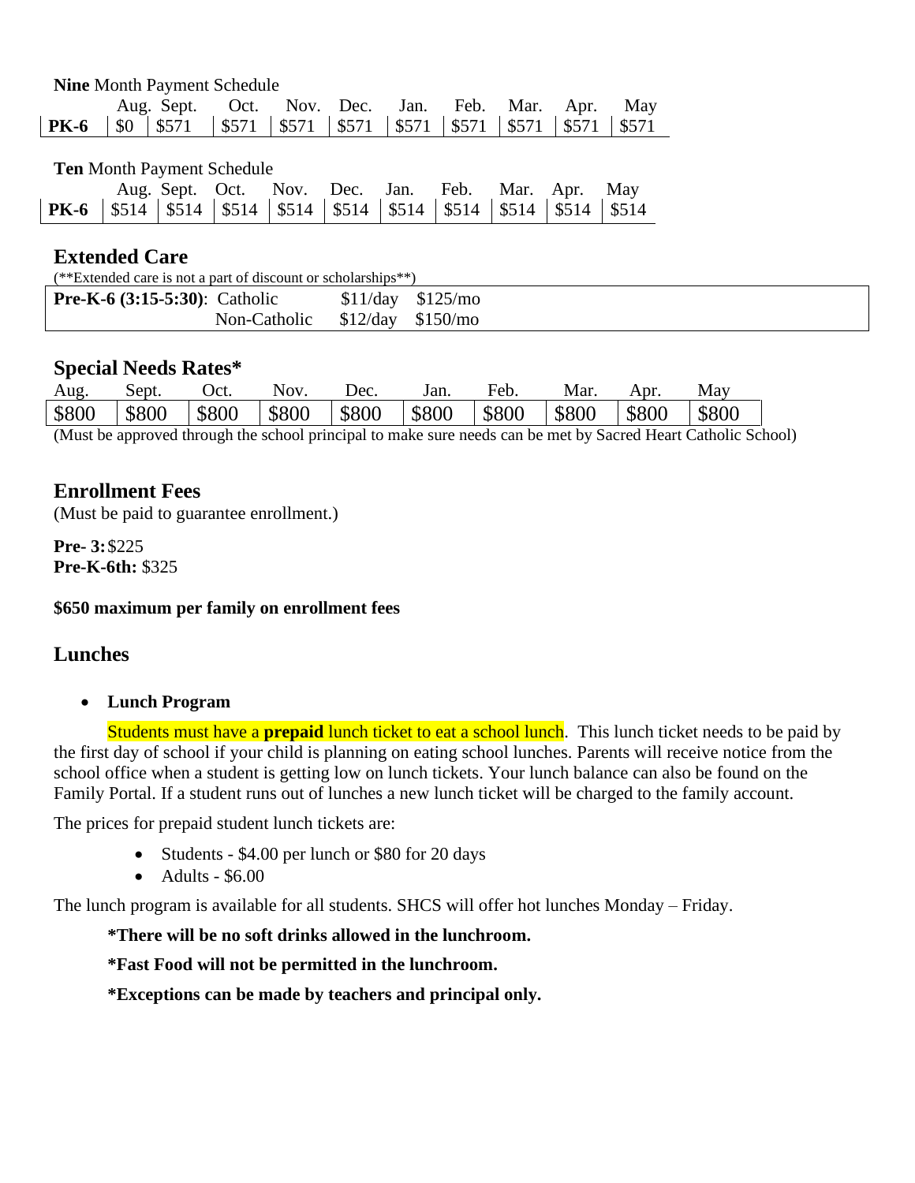**Nine** Month Payment Schedule

| | Aug. | Sept. | Oct. | Nov. | Dec. | Jan. | Feb. | Mar. | Apr. | May |
|---|---|---|---|---|---|---|---|---|---|---|
| **PK-6** | $0 | $571 | $571 | $571 | $571 | $571 | $571 | $571 | $571 | $571 |

**Ten** Month Payment Schedule

| | Aug. | Sept. | Oct. | Nov. | Dec. | Jan. | Feb. | Mar. | Apr. | May |
|---|---|---|---|---|---|---|---|---|---|---|
| **PK-6** | $514 | $514 | $514 | $514 | $514 | $514 | $514 | $514 | $514 | $514 |

## Extended Care

(**Extended care is not a part of discount or scholarships**)

| | | | |
|---|---|---|---|
| **Pre-K-6 (3:15-5:30)**: | Catholic | $11/day | $125/mo |
| | Non-Catholic | $12/day | $150/mo |

## Special Needs Rates*

| Aug. | Sept. | Oct. | Nov. | Dec. | Jan. | Feb. | Mar. | Apr. | May |
|---|---|---|---|---|---|---|---|---|---|
| $800 | $800 | $800 | $800 | $800 | $800 | $800 | $800 | $800 | $800 |

(Must be approved through the school principal to make sure needs can be met by Sacred Heart Catholic School)

## Enrollment Fees

(Must be paid to guarantee enrollment.)

**Pre- 3:** $225
**Pre-K-6th:** $325

**$650 maximum per family on enrollment fees**

## Lunches

- **Lunch Program**

Students must have a **prepaid** lunch ticket to eat a school lunch. This lunch ticket needs to be paid by the first day of school if your child is planning on eating school lunches. Parents will receive notice from the school office when a student is getting low on lunch tickets. Your lunch balance can also be found on the Family Portal. If a student runs out of lunches a new lunch ticket will be charged to the family account.

The prices for prepaid student lunch tickets are:

- Students - $4.00 per lunch or $80 for 20 days
- Adults - $6.00

The lunch program is available for all students. SHCS will offer hot lunches Monday – Friday.

**\*There will be no soft drinks allowed in the lunchroom.**

**\*Fast Food will not be permitted in the lunchroom.**

**\*Exceptions can be made by teachers and principal only.**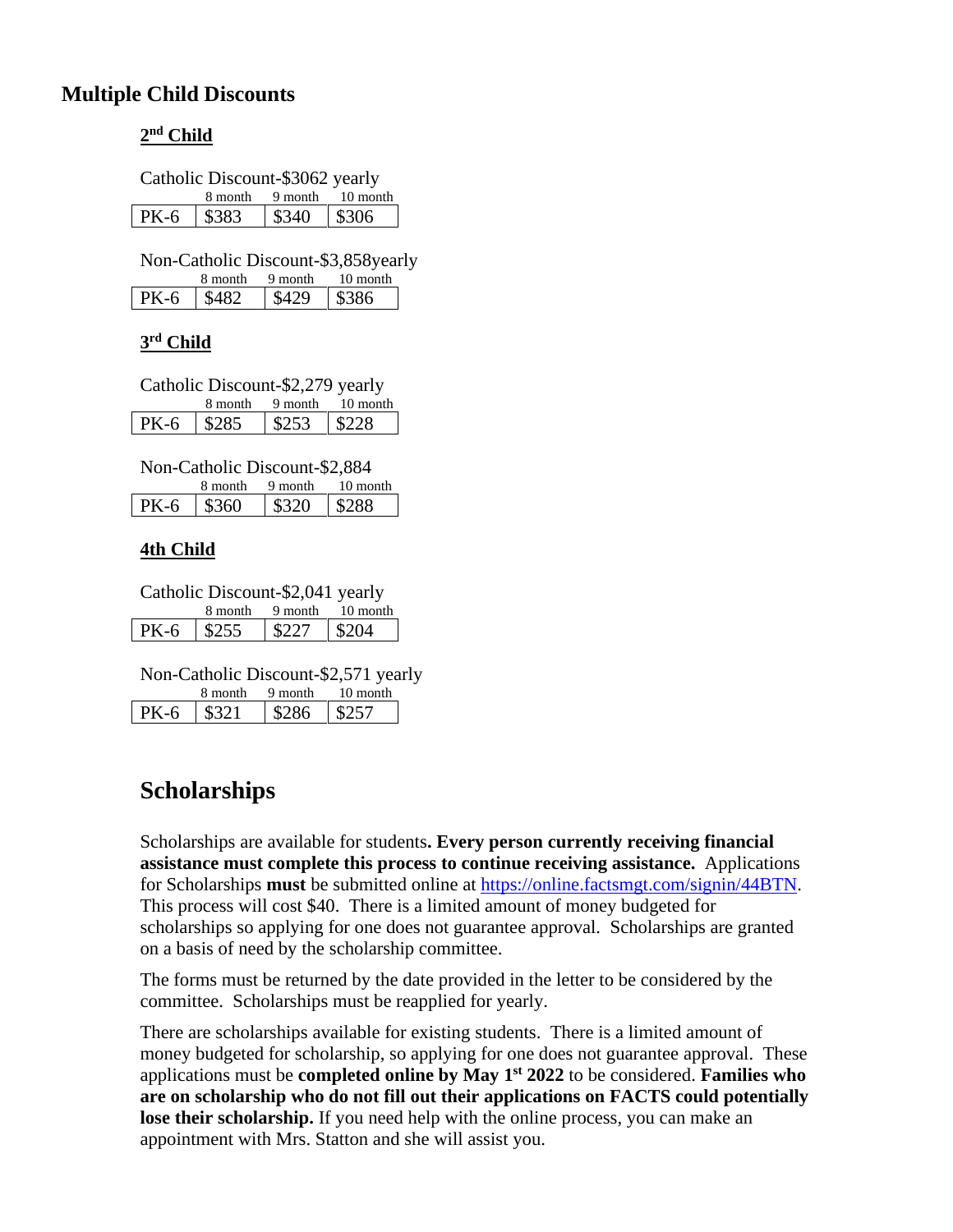# Multiple Child Discounts

## 2nd Child

Catholic Discount-$3062 yearly

| | 8 month | 9 month | 10 month |
|---|---|---|---|
| PK-6 | $383 | $340 | $306 |

Non-Catholic Discount-$3,858yearly

| | 8 month | 9 month | 10 month |
|---|---|---|---|
| PK-6 | $482 | $429 | $386 |

## 3rd Child

Catholic Discount-$2,279 yearly

| | 8 month | 9 month | 10 month |
|---|---|---|---|
| PK-6 | $285 | $253 | $228 |

Non-Catholic Discount-$2,884

| | 8 month | 9 month | 10 month |
|---|---|---|---|
| PK-6 | $360 | $320 | $288 |

## 4th Child

Catholic Discount-$2,041 yearly

| | 8 month | 9 month | 10 month |
|---|---|---|---|
| PK-6 | $255 | $227 | $204 |

Non-Catholic Discount-$2,571 yearly

| | 8 month | 9 month | 10 month |
|---|---|---|---|
| PK-6 | $321 | $286 | $257 |

# Scholarships

Scholarships are available for students**. Every person currently receiving financial assistance must complete this process to continue receiving assistance.** Applications for Scholarships **must** be submitted online at https://online.factsmgt.com/signin/44BTN. This process will cost $40. There is a limited amount of money budgeted for scholarships so applying for one does not guarantee approval. Scholarships are granted on a basis of need by the scholarship committee.

The forms must be returned by the date provided in the letter to be considered by the committee. Scholarships must be reapplied for yearly.

There are scholarships available for existing students. There is a limited amount of money budgeted for scholarship, so applying for one does not guarantee approval. These applications must be **completed online by May 1st 2022** to be considered. **Families who are on scholarship who do not fill out their applications on FACTS could potentially lose their scholarship.** If you need help with the online process, you can make an appointment with Mrs. Statton and she will assist you.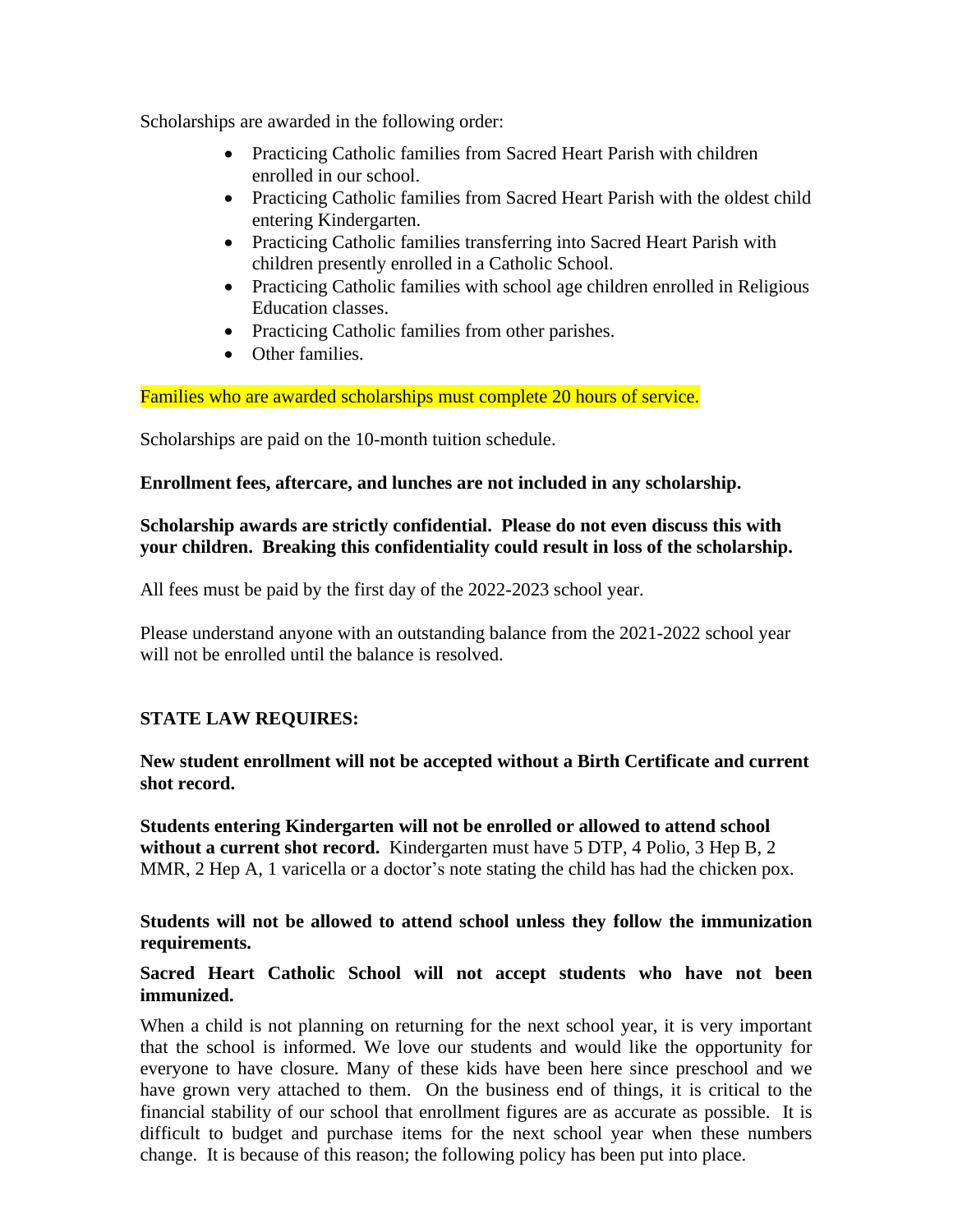Scholarships are awarded in the following order:

- Practicing Catholic families from Sacred Heart Parish with children enrolled in our school.
- Practicing Catholic families from Sacred Heart Parish with the oldest child entering Kindergarten.
- Practicing Catholic families transferring into Sacred Heart Parish with children presently enrolled in a Catholic School.
- Practicing Catholic families with school age children enrolled in Religious Education classes.
- Practicing Catholic families from other parishes.
- Other families.

Families who are awarded scholarships must complete 20 hours of service.

Scholarships are paid on the 10-month tuition schedule.

**Enrollment fees, aftercare, and lunches are not included in any scholarship.**

**Scholarship awards are strictly confidential. Please do not even discuss this with your children. Breaking this confidentiality could result in loss of the scholarship.**

All fees must be paid by the first day of the 2022-2023 school year.

Please understand anyone with an outstanding balance from the 2021-2022 school year will not be enrolled until the balance is resolved.

**STATE LAW REQUIRES:**

**New student enrollment will not be accepted without a Birth Certificate and current shot record.**

**Students entering Kindergarten will not be enrolled or allowed to attend school without a current shot record.** Kindergarten must have 5 DTP, 4 Polio, 3 Hep B, 2 MMR, 2 Hep A, 1 varicella or a doctor's note stating the child has had the chicken pox.

**Students will not be allowed to attend school unless they follow the immunization requirements.**

**Sacred Heart Catholic School will not accept students who have not been immunized.**

When a child is not planning on returning for the next school year, it is very important that the school is informed. We love our students and would like the opportunity for everyone to have closure. Many of these kids have been here since preschool and we have grown very attached to them. On the business end of things, it is critical to the financial stability of our school that enrollment figures are as accurate as possible. It is difficult to budget and purchase items for the next school year when these numbers change. It is because of this reason; the following policy has been put into place.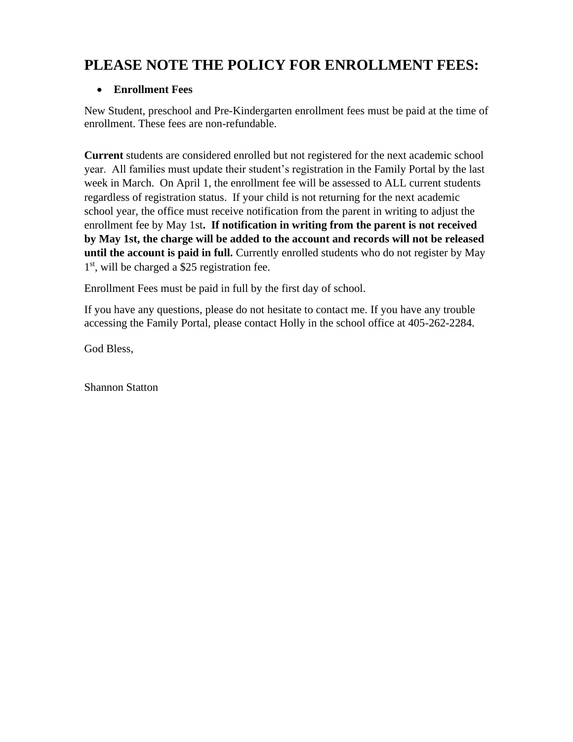# PLEASE NOTE THE POLICY FOR ENROLLMENT FEES:

- **Enrollment Fees**

New Student, preschool and Pre-Kindergarten enrollment fees must be paid at the time of enrollment. These fees are non-refundable.

**Current** students are considered enrolled but not registered for the next academic school year. All families must update their student's registration in the Family Portal by the last week in March. On April 1, the enrollment fee will be assessed to ALL current students regardless of registration status. If your child is not returning for the next academic school year, the office must receive notification from the parent in writing to adjust the enrollment fee by May 1st**. If notification in writing from the parent is not received by May 1st, the charge will be added to the account and records will not be released until the account is paid in full.** Currently enrolled students who do not register by May 1st, will be charged a $25 registration fee.

Enrollment Fees must be paid in full by the first day of school.

If you have any questions, please do not hesitate to contact me. If you have any trouble accessing the Family Portal, please contact Holly in the school office at 405-262-2284.

God Bless,

Shannon Statton